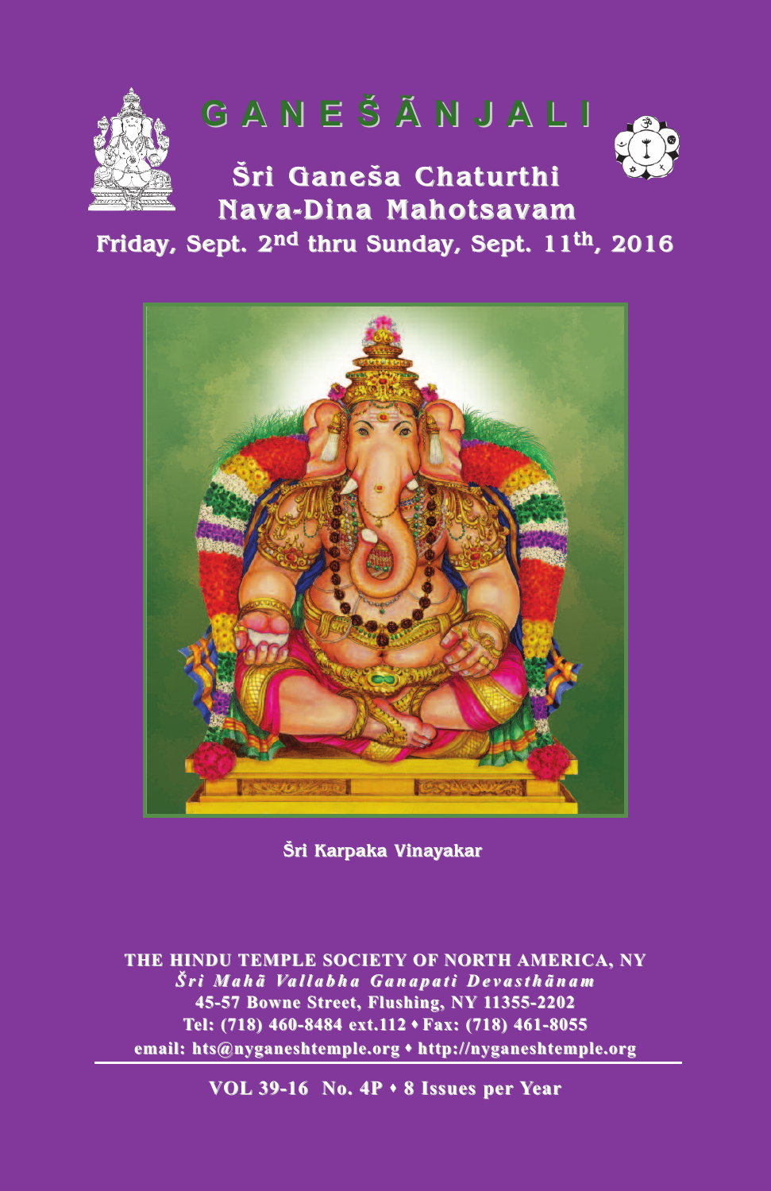# GANEŠĀNJALI

## Šri Ganeša Chaturthi Nava-Dina Mahotsavam

**Friday, Sept. 2nd thru Sunday, Sept. 11th, 2016**

Šri Karpaka Vinayakar

**THE HINDU TEMPLE SOCIETY OF NORTH AMERICA, NY**
***Šri Mahā Vallabha Ganapati Devasthānam***
**45-57 Bowne Street, Flushing, NY 11355-2202**
**Tel: (718) 460-8484 ext.112 • Fax: (718) 461-8055**
**email: hts@nyganeshtemple.org • http://nyganeshtemple.org**

---

**VOL 39-16 No. 4P • 8 Issues per Year**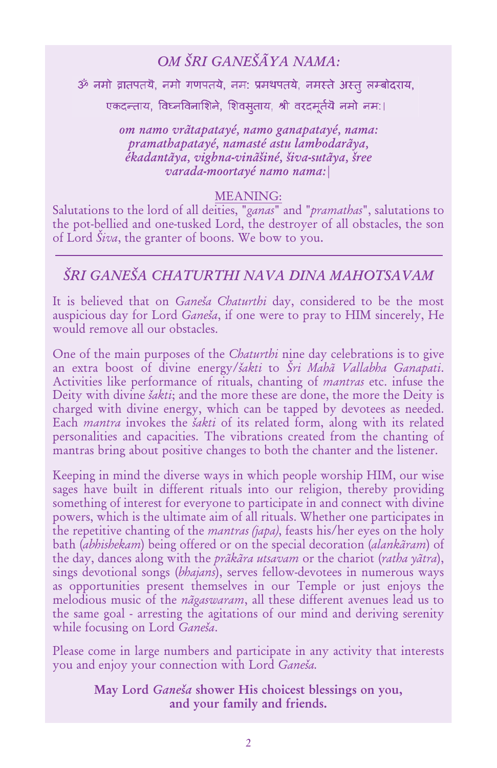## *OM ŠRI GANEŠÃYA NAMA:*

ॐ नमो व्रातपतये, नमो गणपतये, नमः प्रमथपतये, नमस्ते अस्तु लम्बोदराय,

एकदन्ताय, विघ्नविनाशिने, शिवसुताय, श्री वरदमूर्तये नमो नमः।

***om namo vrãtapatayé, namo ganapatayé, nama: pramathapatayé, namasté astu lambodarãya, ékadantãya, vighna-vinãšiné, šiva-sutãya, šree varada-moortayé namo nama:|***

MEANING:

Salutations to the lord of all deities, "*ganas*" and "*pramathas*", salutations to the pot-bellied and one-tusked Lord, the destroyer of all obstacles, the son of Lord *Šiva*, the granter of boons. We bow to you.

---

## *ŠRI GANEŠA CHATURTHI NAVA DINA MAHOTSAVAM*

It is believed that on *Ganeša Chaturthi* day, considered to be the most auspicious day for Lord *Ganeša*, if one were to pray to HIM sincerely, He would remove all our obstacles.

One of the main purposes of the *Chaturthi* nine day celebrations is to give an extra boost of divine energy/*šakti* to *Šri Mahã Vallabha Ganapati*. Activities like performance of rituals, chanting of *mantras* etc. infuse the Deity with divine *šakti*; and the more these are done, the more the Deity is charged with divine energy, which can be tapped by devotees as needed. Each *mantra* invokes the *šakti* of its related form, along with its related personalities and capacities. The vibrations created from the chanting of mantras bring about positive changes to both the chanter and the listener.

Keeping in mind the diverse ways in which people worship HIM, our wise sages have built in different rituals into our religion, thereby providing something of interest for everyone to participate in and connect with divine powers, which is the ultimate aim of all rituals. Whether one participates in the repetitive chanting of the *mantras (japa)*, feasts his/her eyes on the holy bath (*abhishekam*) being offered or on the special decoration (*alankãram*) of the day, dances along with the *prãkãra utsavam* or the chariot (*ratha yãtra*), sings devotional songs (*bhajans*), serves fellow-devotees in numerous ways as opportunities present themselves in our Temple or just enjoys the melodious music of the *nãgaswaram*, all these different avenues lead us to the same goal - arresting the agitations of our mind and deriving serenity while focusing on Lord *Ganeša*.

Please come in large numbers and participate in any activity that interests you and enjoy your connection with Lord *Ganeša.*

**May Lord *Ganeša* shower His choicest blessings on you, and your family and friends.**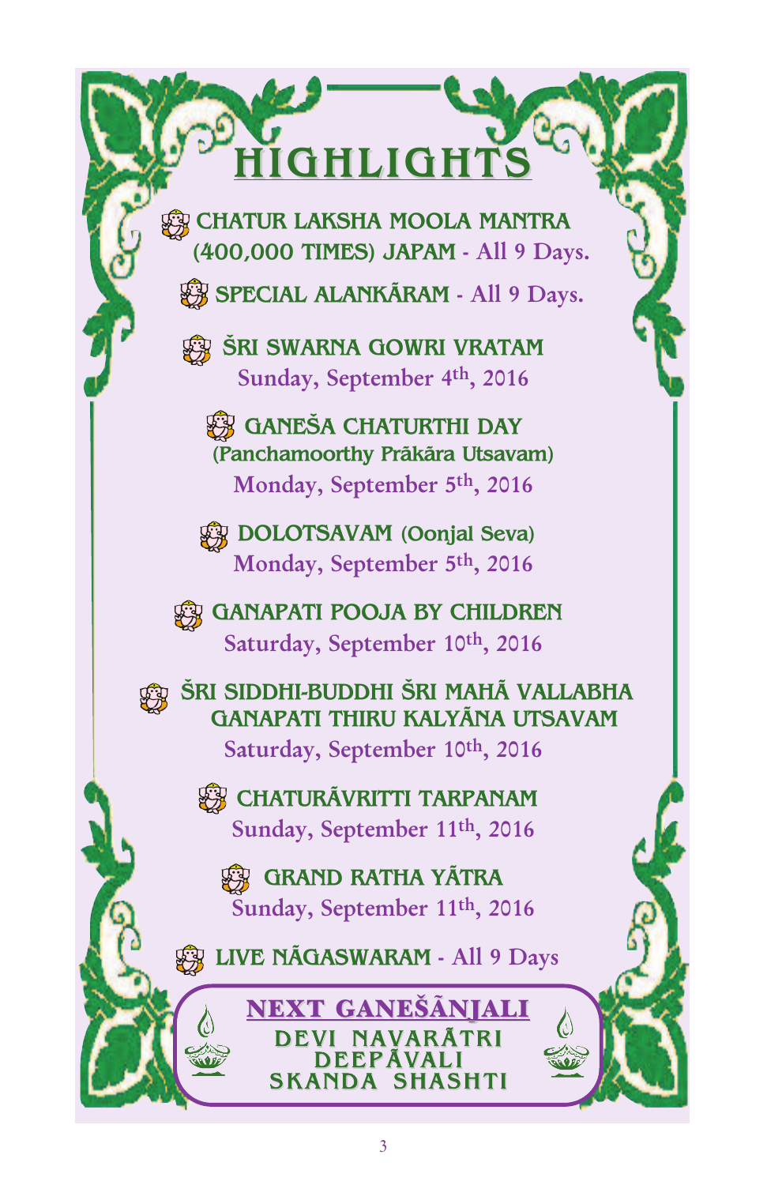# HIGHLIGHTS

- CHATUR LAKSHA MOOLA MANTRA (400,000 TIMES) JAPAM - All 9 Days.
- SPECIAL ALANKĀRAM - All 9 Days.
- ŠRI SWARNA GOWRI VRATAM
  Sunday, September 4th, 2016
- GANEŠA CHATURTHI DAY (Panchamoorthy Prākāra Utsavam)
  Monday, September 5th, 2016
- DOLOTSAVAM (Oonjal Seva)
  Monday, September 5th, 2016
- GANAPATI POOJA BY CHILDREN
  Saturday, September 10th, 2016
- ŠRI SIDDHI-BUDDHI ŠRI MAHĀ VALLABHA GANAPATI THIRU KALYĀNA UTSAVAM
  Saturday, September 10th, 2016
- CHATURĀVRITTI TARPANAM
  Sunday, September 11th, 2016
- GRAND RATHA YĀTRA
  Sunday, September 11th, 2016
- LIVE NĀGASWARAM - All 9 Days

## NEXT GANEŠĀNJALI

DEVI NAVARĀTRI
DEEPĀVALI
SKANDA SHASHTI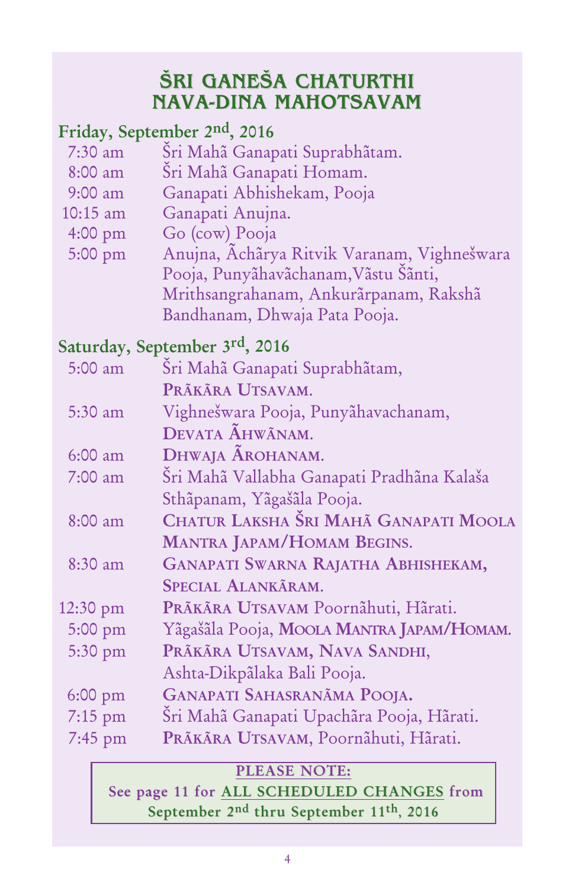# ŠRI GANEŠA CHATURTHI NAVA-DINA MAHOTSAVAM

## Friday, September 2nd, 2016

| | |
|---|---|
| 7:30 am | Šri Mahã Ganapati Suprabhãtam. |
| 8:00 am | Šri Mahã Ganapati Homam. |
| 9:00 am | Ganapati Abhishekam, Pooja |
| 10:15 am | Ganapati Anujna. |
| 4:00 pm | Go (cow) Pooja |
| 5:00 pm | Anujna, Ãchãrya Ritvik Varanam, Vighnešwara Pooja, Punyãhavãchanam, Vãstu Šãnti, Mrithsangrahanam, Ankurãrpanam, Rakshã Bandhanam, Dhwaja Pata Pooja. |

## Saturday, September 3rd, 2016

| | |
|---|---|
| 5:00 am | Šri Mahã Ganapati Suprabhãtam, **PRÃKÃRA UTSAVAM.** |
| 5:30 am | Vighnešwara Pooja, Punyãhavachanam, **DEVATA ÃHWÃNAM.** |
| 6:00 am | **DHWAJA ÃROHANAM.** |
| 7:00 am | Šri Mahã Vallabha Ganapati Pradhãna Kalaša Sthãpanam, Yãgašãla Pooja. |
| 8:00 am | **CHATUR LAKSHA ŠRI MAHÃ GANAPATI MOOLA MANTRA JAPAM/HOMAM BEGINS.** |
| 8:30 am | **GANAPATI SWARNA RAJATHA ABHISHEKAM, SPECIAL ALANKÃRAM.** |
| 12:30 pm | **PRÃKÃRA UTSAVAM** Poornãhuti, Hãrati. |
| 5:00 pm | Yãgašãla Pooja, **MOOLA MANTRA JAPAM/HOMAM.** |
| 5:30 pm | **PRÃKÃRA UTSAVAM, NAVA SANDHI,** Ashta-Dikpãlaka Bali Pooja. |
| 6:00 pm | **GANAPATI SAHASRANÃMA POOJA.** |
| 7:15 pm | Šri Mahã Ganapati Upachãra Pooja, Hãrati. |
| 7:45 pm | **PRÃKÃRA UTSAVAM**, Poornãhuti, Hãrati. |

**PLEASE NOTE:**
**See page 11 for ALL SCHEDULED CHANGES from September 2nd thru September 11th, 2016**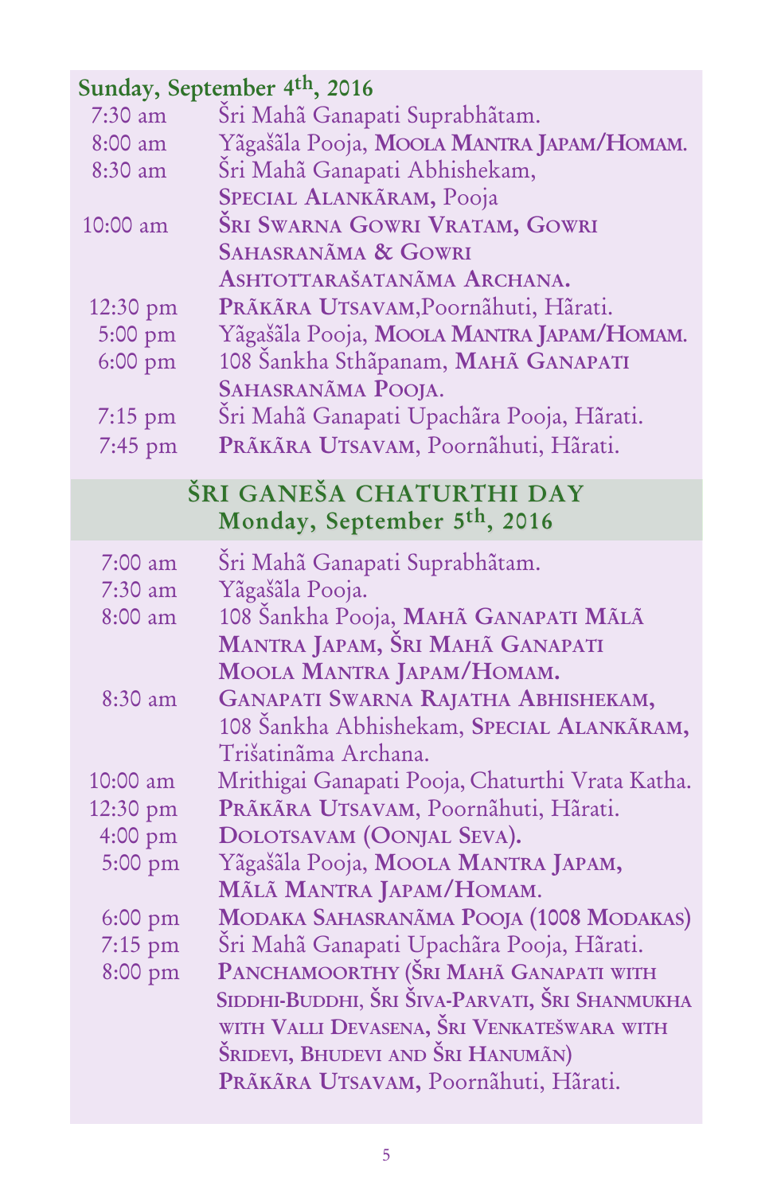## Sunday, September 4th, 2016

| | |
|---|---|
| 7:30 am | Šri Mahã Ganapati Suprabhãtam. |
| 8:00 am | Yãgašãla Pooja, MOOLA MANTRA JAPAM/HOMAM. |
| 8:30 am | Šri Mahã Ganapati Abhishekam, SPECIAL ALANKÃRAM, Pooja |
| 10:00 am | ŠRI SWARNA GOWRI VRATAM, GOWRI SAHASRANÃMA & GOWRI ASHTOTTARAŠATANÃMA ARCHANA. |
| 12:30 pm | PRÃKÃRA UTSAVAM,Poornãhuti, Hãrati. |
| 5:00 pm | Yãgašãla Pooja, MOOLA MANTRA JAPAM/HOMAM. |
| 6:00 pm | 108 Šankha Sthãpanam, MAHÃ GANAPATI SAHASRANÃMA POOJA. |
| 7:15 pm | Šri Mahã Ganapati Upachãra Pooja, Hãrati. |
| 7:45 pm | PRÃKÃRA UTSAVAM, Poornãhuti, Hãrati. |

## ŠRI GANEŠA CHATURTHI DAY
## Monday, September 5th, 2016

| | |
|---|---|
| 7:00 am | Šri Mahã Ganapati Suprabhãtam. |
| 7:30 am | Yãgašãla Pooja. |
| 8:00 am | 108 Šankha Pooja, MAHÃ GANAPATI MÃLÃ MANTRA JAPAM, ŠRI MAHÃ GANAPATI MOOLA MANTRA JAPAM/HOMAM. |
| 8:30 am | GANAPATI SWARNA RAJATHA ABHISHEKAM, 108 Šankha Abhishekam, SPECIAL ALANKÃRAM, Trišatinãma Archana. |
| 10:00 am | Mrithigai Ganapati Pooja, Chaturthi Vrata Katha. |
| 12:30 pm | PRÃKÃRA UTSAVAM, Poornãhuti, Hãrati. |
| 4:00 pm | DOLOTSAVAM (OONJAL SEVA). |
| 5:00 pm | Yãgašãla Pooja, MOOLA MANTRA JAPAM, MÃLÃ MANTRA JAPAM/HOMAM. |
| 6:00 pm | MODAKA SAHASRANÃMA POOJA (1008 MODAKAS) |
| 7:15 pm | Šri Mahã Ganapati Upachãra Pooja, Hãrati. |
| 8:00 pm | PANCHAMOORTHY (ŠRI MAHÃ GANAPATI WITH SIDDHI-BUDDHI, ŠRI ŠIVA-PARVATI, ŠRI SHANMUKHA WITH VALLI DEVASENA, ŠRI VENKATEŠWARA WITH ŠRIDEVI, BHUDEVI AND ŠRI HANUMÃN) PRÃKÃRA UTSAVAM, Poornãhuti, Hãrati. |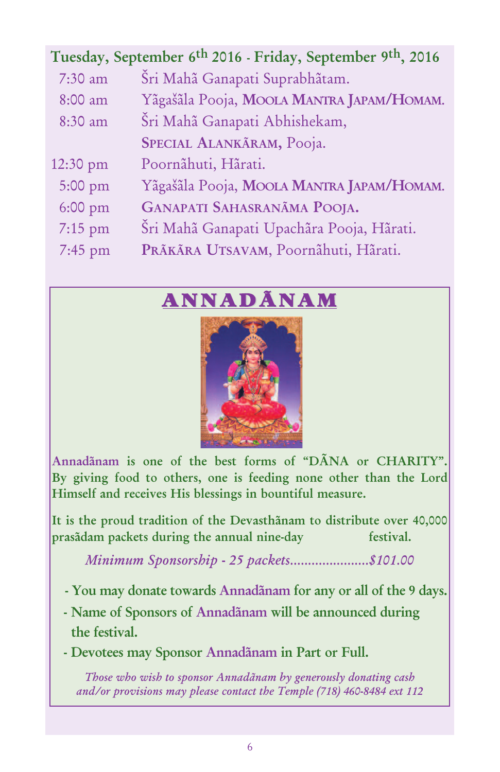## Tuesday, September 6th 2016 - Friday, September 9th, 2016

| | |
|---|---|
| 7:30 am | Šri Mahã Ganapati Suprabhãtam. |
| 8:00 am | Yãgašãla Pooja, **MOOLA MANTRA JAPAM/HOMAM.** |
| 8:30 am | Šri Mahã Ganapati Abhishekam, **SPECIAL ALANKÃRAM,** Pooja. |
| 12:30 pm | Poornãhuti, Hãrati. |
| 5:00 pm | Yãgašãla Pooja, **MOOLA MANTRA JAPAM/HOMAM.** |
| 6:00 pm | **GANAPATI SAHASRANÃMA POOJA.** |
| 7:15 pm | Šri Mahã Ganapati Upachãra Pooja, Hãrati. |
| 7:45 pm | **PRÃKÃRA UTSAVAM**, Poornãhuti, Hãrati. |

## ANNADÃNAM

**Annadãnam is one of the best forms of "DÃNA or CHARITY". By giving food to others, one is feeding none other than the Lord Himself and receives His blessings in bountiful measure.**

**It is the proud tradition of the Devasthãnam to distribute over 40,000 prasãdam packets during the annual nine-day festival.**

*Minimum Sponsorship - 25 packets......................$101.00*

- **You may donate towards Annadãnam for any or all of the 9 days.**
- **Name of Sponsors of Annadãnam will be announced during the festival.**
- **Devotees may Sponsor Annadãnam in Part or Full.**

*Those who wish to sponsor Annadãnam by generously donating cash and/or provisions may please contact the Temple (718) 460-8484 ext 112*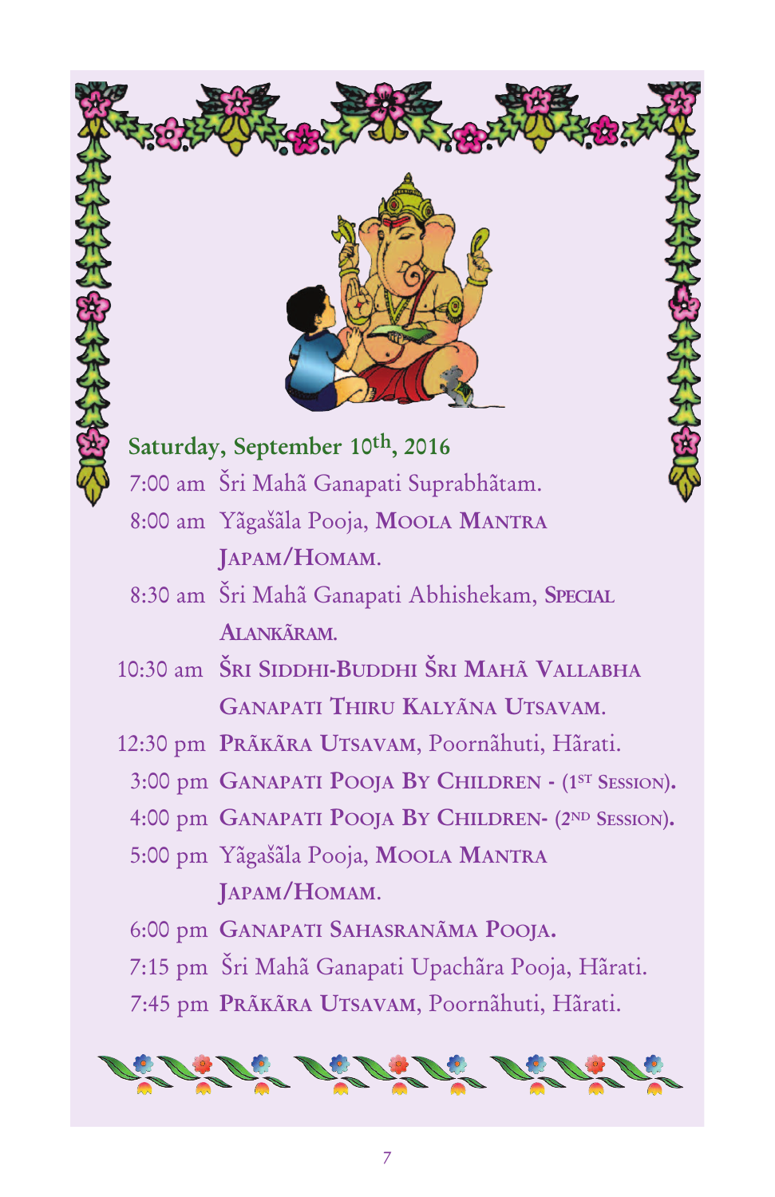## Saturday, September 10th, 2016

7:00 am Šri Mahã Ganapati Suprabhãtam.

8:00 am Yãgašãla Pooja, **Moola Mantra Japam/Homam.**

8:30 am Šri Mahã Ganapati Abhishekam, **Special Alankãram.**

10:30 am **Šri Siddhi-Buddhi Šri Mahã Vallabha Ganapati Thiru Kalyãna Utsavam.**

12:30 pm **Prãkãra Utsavam**, Poornãhuti, Hãrati.

3:00 pm **Ganapati Pooja By Children - (1st Session).**

4:00 pm **Ganapati Pooja By Children- (2nd Session).**

5:00 pm Yãgašãla Pooja, **Moola Mantra Japam/Homam.**

6:00 pm **Ganapati Sahasranãma Pooja.**

7:15 pm Šri Mahã Ganapati Upachãra Pooja, Hãrati.

7:45 pm **Prãkãra Utsavam**, Poornãhuti, Hãrati.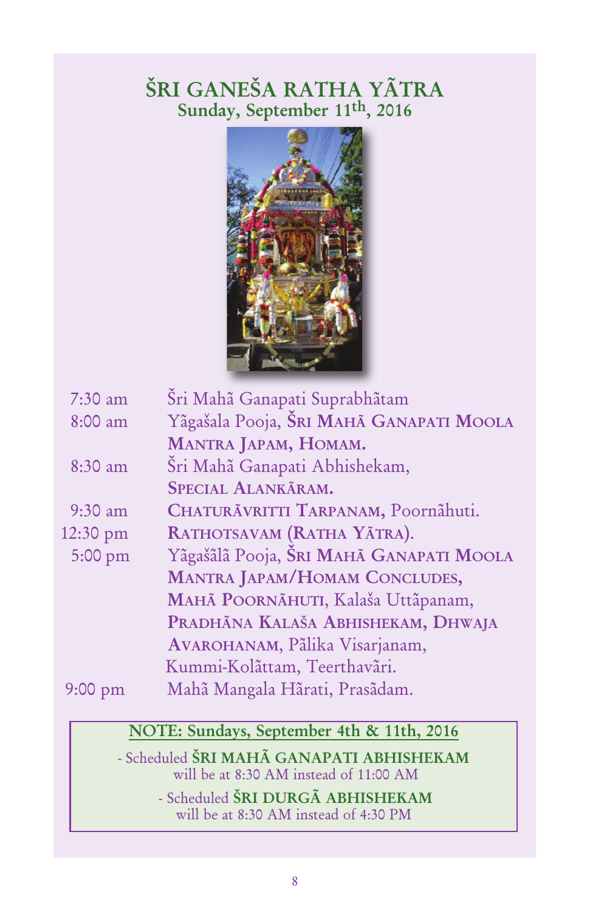# ŠRI GANEŠA RATHA YÃTRA

## Sunday, September 11th, 2016

| | |
|---|---|
| 7:30 am | Šri Mahã Ganapati Suprabhãtam |
| 8:00 am | Yãgašala Pooja, **ŠRI MAHÃ GANAPATI MOOLA MANTRA JAPAM, HOMAM.** |
| 8:30 am | Šri Mahã Ganapati Abhishekam, **SPECIAL ALANKÃRAM.** |
| 9:30 am | **CHATURÃVRITTI TARPANAM,** Poornãhuti. |
| 12:30 pm | **RATHOTSAVAM (RATHA YÃTRA).** |
| 5:00 pm | Yãgašãlã Pooja, **ŠRI MAHÃ GANAPATI MOOLA MANTRA JAPAM/HOMAM CONCLUDES, MAHÃ POORNÃHUTI,** Kalaša Uttãpanam, **PRADHÃNA KALAŠA ABHISHEKAM, DHWAJA AVAROHANAM,** Pãlika Visarjanam, Kummi-Kolãttam, Teerthavãri. |
| 9:00 pm | Mahã Mangala Hãrati, Prasãdam. |

**NOTE: Sundays, September 4th & 11th, 2016**

- Scheduled **ŠRI MAHÃ GANAPATI ABHISHEKAM** will be at 8:30 AM instead of 11:00 AM
- Scheduled **ŠRI DURGÃ ABHISHEKAM** will be at 8:30 AM instead of 4:30 PM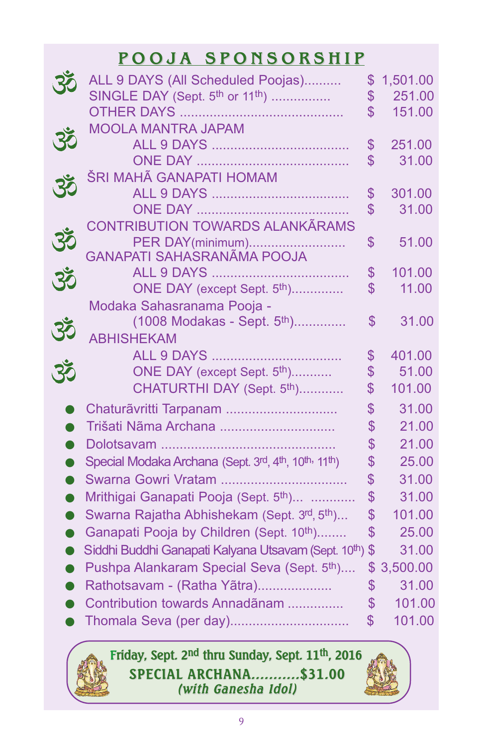## POOJA SPONSORSHIP

| | |
|---|---|
| ALL 9 DAYS (All Scheduled Poojas) | $ 1,501.00 |
| SINGLE DAY (Sept. 5th or 11th) | $ 251.00 |
| OTHER DAYS | $ 151.00 |
| **MOOLA MANTRA JAPAM** | |
| ALL 9 DAYS | $ 251.00 |
| ONE DAY | $ 31.00 |
| **ŚRI MAHÃ GANAPATI HOMAM** | |
| ALL 9 DAYS | $ 301.00 |
| ONE DAY | $ 31.00 |
| **CONTRIBUTION TOWARDS ALANKÃRAMS** | |
| PER DAY (minimum) | $ 51.00 |
| **GANAPATI SAHASRANÃMA POOJA** | |
| ALL 9 DAYS | $ 101.00 |
| ONE DAY (except Sept. 5th) | $ 11.00 |
| **Modaka Sahasranama Pooja -** | |
| (1008 Modakas - Sept. 5th) | $ 31.00 |
| **ABHISHEKAM** | |
| ALL 9 DAYS | $ 401.00 |
| ONE DAY (except Sept. 5th) | $ 51.00 |
| CHATURTHI DAY (Sept. 5th) | $ 101.00 |
| Chaturãvritti Tarpanam | $ 31.00 |
| Trišati Nãma Archana | $ 21.00 |
| Dolotsavam | $ 21.00 |
| Special Modaka Archana (Sept. 3rd, 4th, 10th, 11th) | $ 25.00 |
| Swarna Gowri Vratam | $ 31.00 |
| Mrithigai Ganapati Pooja (Sept. 5th) | $ 31.00 |
| Swarna Rajatha Abhishekam (Sept. 3rd, 5th) | $ 101.00 |
| Ganapati Pooja by Children (Sept. 10th) | $ 25.00 |
| Siddhi Buddhi Ganapati Kalyana Utsavam (Sept. 10th) | $ 31.00 |
| Pushpa Alankaram Special Seva (Sept. 5th) | $ 3,500.00 |
| Rathotsavam - (Ratha Yãtra) | $ 31.00 |
| Contribution towards Annadãnam | $ 101.00 |
| Thomala Seva (per day) | $ 101.00 |

**Friday, Sept. 2nd thru Sunday, Sept. 11th, 2016**

**SPECIAL ARCHANA...........$31.00**

***(with Ganesha Idol)***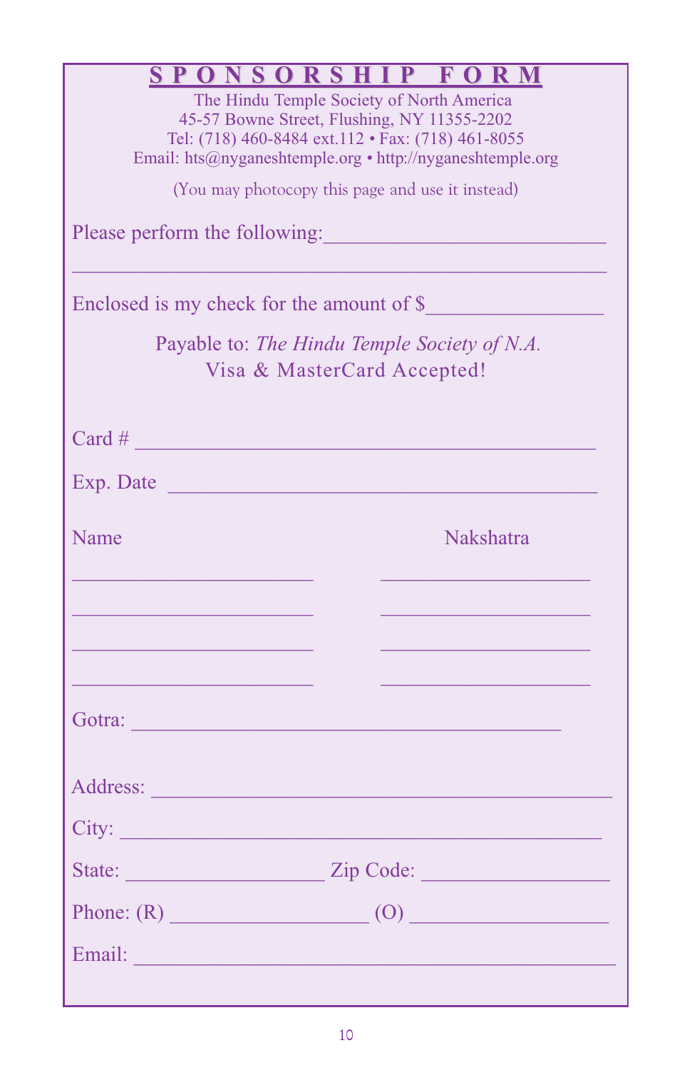# SPONSORSHIP FORM

The Hindu Temple Society of North America
45-57 Bowne Street, Flushing, NY 11355-2202
Tel: (718) 460-8484 ext.112 • Fax: (718) 461-8055
Email: hts@nyganeshtemple.org • http://nyganeshtemple.org

(You may photocopy this page and use it instead)

Please perform the following:___________________________

_________________________________________________

Enclosed is my check for the amount of $_________________

Payable to: *The Hindu Temple Society of N.A.*
Visa & MasterCard Accepted!

Card # ____________________________________________

Exp. Date __________________________________________

| Name | Nakshatra |
| --- | --- |
| ________________________ | _____________________ |
| ________________________ | _____________________ |
| ________________________ | _____________________ |
| ________________________ | _____________________ |

Gotra: __________________________________________

Address: ____________________________________________

City: _______________________________________________

State: ____________________ Zip Code: __________________

Phone: (R) ____________________ (O) ___________________

Email: ______________________________________________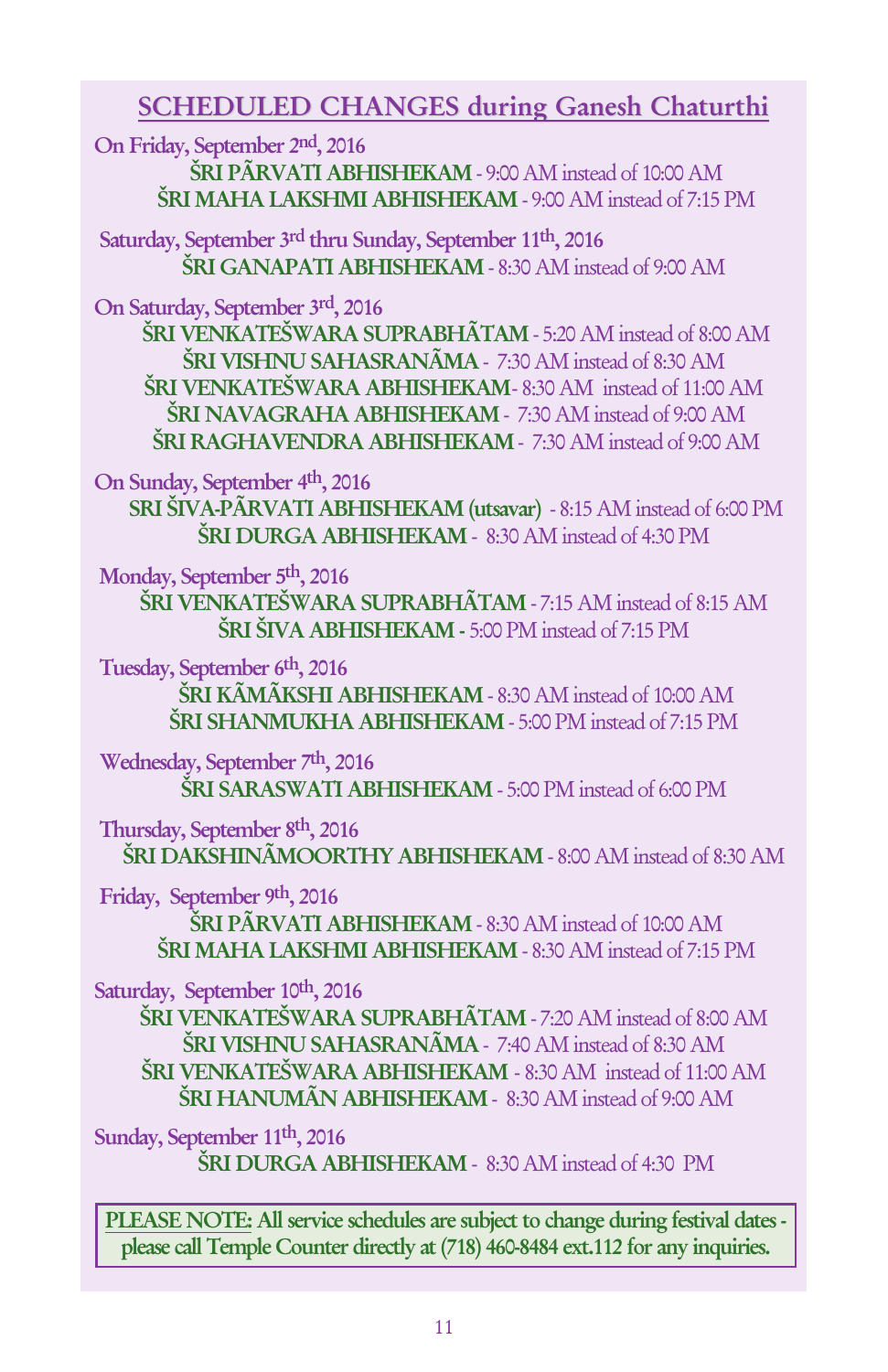## SCHEDULED CHANGES during Ganesh Chaturthi

**On Friday, September 2nd, 2016**

ŠRI PÃRVATI ABHISHEKAM - 9:00 AM instead of 10:00 AM
ŠRI MAHA LAKSHMI ABHISHEKAM - 9:00 AM instead of 7:15 PM

**Saturday, September 3rd thru Sunday, September 11th, 2016**

ŠRI GANAPATI ABHISHEKAM - 8:30 AM instead of 9:00 AM

**On Saturday, September 3rd, 2016**

ŠRI VENKATEŠWARA SUPRABHÃTAM - 5:20 AM instead of 8:00 AM
ŠRI VISHNU SAHASRANÃMA - 7:30 AM instead of 8:30 AM
ŠRI VENKATEŠWARA ABHISHEKAM- 8:30 AM instead of 11:00 AM
ŠRI NAVAGRAHA ABHISHEKAM - 7:30 AM instead of 9:00 AM
ŠRI RAGHAVENDRA ABHISHEKAM - 7:30 AM instead of 9:00 AM

**On Sunday, September 4th, 2016**

SRI ŠIVA-PÃRVATI ABHISHEKAM (utsavar) - 8:15 AM instead of 6:00 PM
ŠRI DURGA ABHISHEKAM - 8:30 AM instead of 4:30 PM

**Monday, September 5th, 2016**

ŠRI VENKATEŠWARA SUPRABHÃTAM - 7:15 AM instead of 8:15 AM
ŠRI ŠIVA ABHISHEKAM - 5:00 PM instead of 7:15 PM

**Tuesday, September 6th, 2016**

ŠRI KÃMÃKSHI ABHISHEKAM - 8:30 AM instead of 10:00 AM
ŠRI SHANMUKHA ABHISHEKAM - 5:00 PM instead of 7:15 PM

**Wednesday, September 7th, 2016**

ŠRI SARASWATI ABHISHEKAM - 5:00 PM instead of 6:00 PM

**Thursday, September 8th, 2016**

ŠRI DAKSHINÃMOORTHY ABHISHEKAM - 8:00 AM instead of 8:30 AM

**Friday, September 9th, 2016**

ŠRI PÃRVATI ABHISHEKAM - 8:30 AM instead of 10:00 AM
ŠRI MAHA LAKSHMI ABHISHEKAM - 8:30 AM instead of 7:15 PM

**Saturday, September 10th, 2016**

ŠRI VENKATEŠWARA SUPRABHÃTAM - 7:20 AM instead of 8:00 AM
ŠRI VISHNU SAHASRANÃMA - 7:40 AM instead of 8:30 AM
ŠRI VENKATEŠWARA ABHISHEKAM - 8:30 AM instead of 11:00 AM
ŠRI HANUMÃN ABHISHEKAM - 8:30 AM instead of 9:00 AM

**Sunday, September 11th, 2016**

ŠRI DURGA ABHISHEKAM - 8:30 AM instead of 4:30 PM

**PLEASE NOTE: All service schedules are subject to change during festival dates - please call Temple Counter directly at (718) 460-8484 ext.112 for any inquiries.**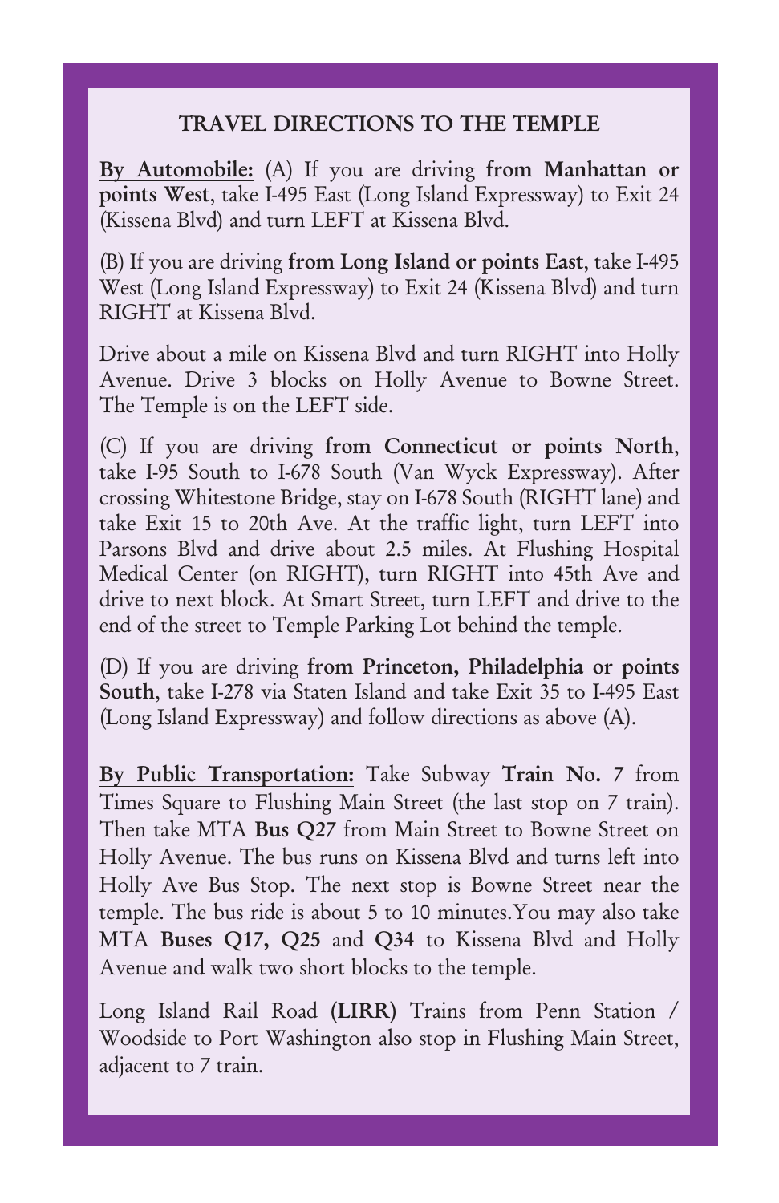## TRAVEL DIRECTIONS TO THE TEMPLE

**By Automobile:** (A) If you are driving **from Manhattan or points West**, take I-495 East (Long Island Expressway) to Exit 24 (Kissena Blvd) and turn LEFT at Kissena Blvd.

(B) If you are driving **from Long Island or points East**, take I-495 West (Long Island Expressway) to Exit 24 (Kissena Blvd) and turn RIGHT at Kissena Blvd.

Drive about a mile on Kissena Blvd and turn RIGHT into Holly Avenue. Drive 3 blocks on Holly Avenue to Bowne Street. The Temple is on the LEFT side.

(C) If you are driving **from Connecticut or points North**, take I-95 South to I-678 South (Van Wyck Expressway). After crossing Whitestone Bridge, stay on I-678 South (RIGHT lane) and take Exit 15 to 20th Ave. At the traffic light, turn LEFT into Parsons Blvd and drive about 2.5 miles. At Flushing Hospital Medical Center (on RIGHT), turn RIGHT into 45th Ave and drive to next block. At Smart Street, turn LEFT and drive to the end of the street to Temple Parking Lot behind the temple.

(D) If you are driving **from Princeton, Philadelphia or points South**, take I-278 via Staten Island and take Exit 35 to I-495 East (Long Island Expressway) and follow directions as above (A).

**By Public Transportation:** Take Subway **Train No. 7** from Times Square to Flushing Main Street (the last stop on 7 train). Then take MTA **Bus Q27** from Main Street to Bowne Street on Holly Avenue. The bus runs on Kissena Blvd and turns left into Holly Ave Bus Stop. The next stop is Bowne Street near the temple. The bus ride is about 5 to 10 minutes.You may also take MTA **Buses Q17, Q25** and **Q34** to Kissena Blvd and Holly Avenue and walk two short blocks to the temple.

Long Island Rail Road **(LIRR)** Trains from Penn Station / Woodside to Port Washington also stop in Flushing Main Street, adjacent to 7 train.